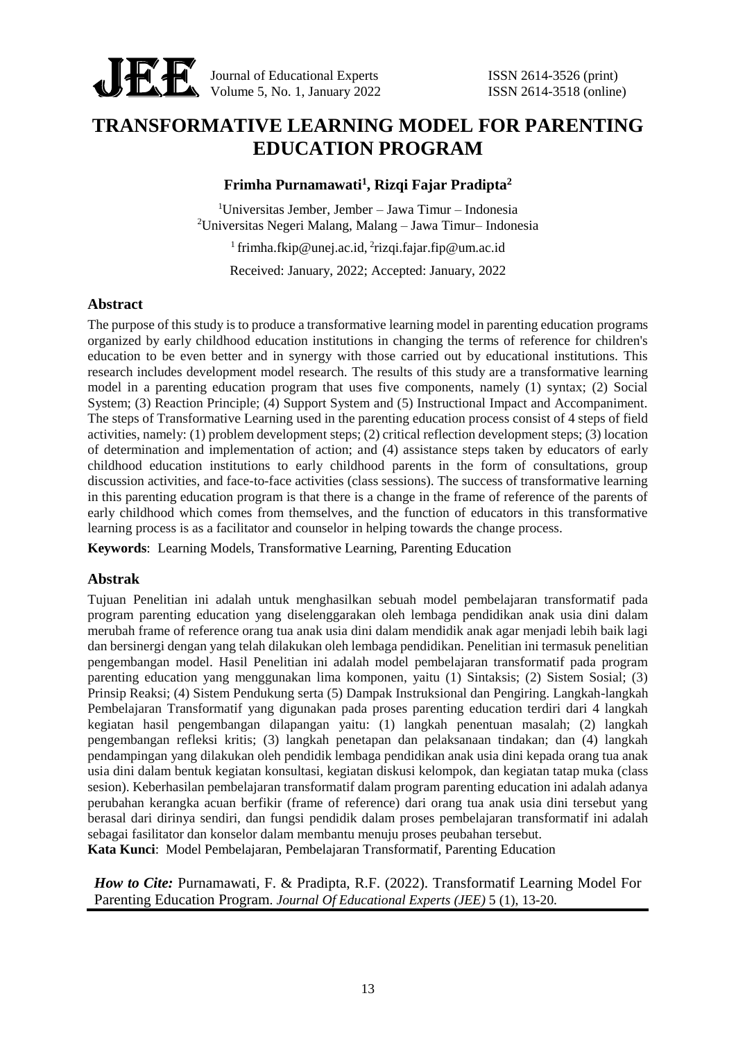# TRANSFORMATIVE LEARNING MODEL FOR PARENTING EDUCATION PROGRAM

**Frimha Purnamawati[1], Rizqi Fajar Pradipta[2]**

[1]Universitas Jember, Jember – Jawa Timur – Indonesia
[2]Universitas Negeri Malang, Malang – Jawa Timur– Indonesia

[1] frimha.fkip@unej.ac.id, [2]rizqi.fajar.fip@um.ac.id

Received: January, 2022; Accepted: January, 2022

## Abstract

The purpose of this study is to produce a transformative learning model in parenting education programs organized by early childhood education institutions in changing the terms of reference for children's education to be even better and in synergy with those carried out by educational institutions. This research includes development model research. The results of this study are a transformative learning model in a parenting education program that uses five components, namely (1) syntax; (2) Social System; (3) Reaction Principle; (4) Support System and (5) Instructional Impact and Accompaniment. The steps of Transformative Learning used in the parenting education process consist of 4 steps of field activities, namely: (1) problem development steps; (2) critical reflection development steps; (3) location of determination and implementation of action; and (4) assistance steps taken by educators of early childhood education institutions to early childhood parents in the form of consultations, group discussion activities, and face-to-face activities (class sessions). The success of transformative learning in this parenting education program is that there is a change in the frame of reference of the parents of early childhood which comes from themselves, and the function of educators in this transformative learning process is as a facilitator and counselor in helping towards the change process.

**Keywords**: Learning Models, Transformative Learning, Parenting Education

## Abstrak

Tujuan Penelitian ini adalah untuk menghasilkan sebuah model pembelajaran transformatif pada program parenting education yang diselenggarakan oleh lembaga pendidikan anak usia dini dalam merubah frame of reference orang tua anak usia dini dalam mendidik anak agar menjadi lebih baik lagi dan bersinergi dengan yang telah dilakukan oleh lembaga pendidikan. Penelitian ini termasuk penelitian pengembangan model. Hasil Penelitian ini adalah model pembelajaran transformatif pada program parenting education yang menggunakan lima komponen, yaitu (1) Sintaksis; (2) Sistem Sosial; (3) Prinsip Reaksi; (4) Sistem Pendukung serta (5) Dampak Instruksional dan Pengiring. Langkah-langkah Pembelajaran Transformatif yang digunakan pada proses parenting education terdiri dari 4 langkah kegiatan hasil pengembangan dilapangan yaitu: (1) langkah penentuan masalah; (2) langkah pengembangan refleksi kritis; (3) langkah penetapan dan pelaksanaan tindakan; dan (4) langkah pendampingan yang dilakukan oleh pendidik lembaga pendidikan anak usia dini kepada orang tua anak usia dini dalam bentuk kegiatan konsultasi, kegiatan diskusi kelompok, dan kegiatan tatap muka (class sesion). Keberhasilan pembelajaran transformatif dalam program parenting education ini adalah adanya perubahan kerangka acuan berfikir (frame of reference) dari orang tua anak usia dini tersebut yang berasal dari dirinya sendiri, dan fungsi pendidik dalam proses pembelajaran transformatif ini adalah sebagai fasilitator dan konselor dalam membantu menuju proses peubahan tersebut.

**Kata Kunci**: Model Pembelajaran, Pembelajaran Transformatif, Parenting Education

***How to Cite:*** Purnamawati, F. & Pradipta, R.F. (2022). Transformatif Learning Model For Parenting Education Program. *Journal Of Educational Experts (JEE)* 5 (1), 13-20.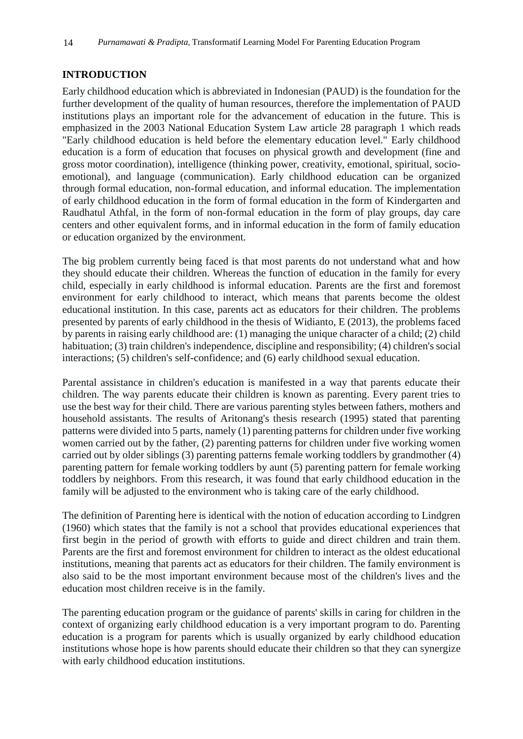## INTRODUCTION

Early childhood education which is abbreviated in Indonesian (PAUD) is the foundation for the further development of the quality of human resources, therefore the implementation of PAUD institutions plays an important role for the advancement of education in the future. This is emphasized in the 2003 National Education System Law article 28 paragraph 1 which reads "Early childhood education is held before the elementary education level." Early childhood education is a form of education that focuses on physical growth and development (fine and gross motor coordination), intelligence (thinking power, creativity, emotional, spiritual, socio-emotional), and language (communication). Early childhood education can be organized through formal education, non-formal education, and informal education. The implementation of early childhood education in the form of formal education in the form of Kindergarten and Raudhatul Athfal, in the form of non-formal education in the form of play groups, day care centers and other equivalent forms, and in informal education in the form of family education or education organized by the environment.

The big problem currently being faced is that most parents do not understand what and how they should educate their children. Whereas the function of education in the family for every child, especially in early childhood is informal education. Parents are the first and foremost environment for early childhood to interact, which means that parents become the oldest educational institution. In this case, parents act as educators for their children. The problems presented by parents of early childhood in the thesis of Widianto, E (2013), the problems faced by parents in raising early childhood are: (1) managing the unique character of a child; (2) child habituation; (3) train children's independence, discipline and responsibility; (4) children's social interactions; (5) children's self-confidence; and (6) early childhood sexual education.

Parental assistance in children's education is manifested in a way that parents educate their children. The way parents educate their children is known as parenting. Every parent tries to use the best way for their child. There are various parenting styles between fathers, mothers and household assistants. The results of Aritonang's thesis research (1995) stated that parenting patterns were divided into 5 parts, namely (1) parenting patterns for children under five working women carried out by the father, (2) parenting patterns for children under five working women carried out by older siblings (3) parenting patterns female working toddlers by grandmother (4) parenting pattern for female working toddlers by aunt (5) parenting pattern for female working toddlers by neighbors. From this research, it was found that early childhood education in the family will be adjusted to the environment who is taking care of the early childhood.

The definition of Parenting here is identical with the notion of education according to Lindgren (1960) which states that the family is not a school that provides educational experiences that first begin in the period of growth with efforts to guide and direct children and train them. Parents are the first and foremost environment for children to interact as the oldest educational institutions, meaning that parents act as educators for their children. The family environment is also said to be the most important environment because most of the children's lives and the education most children receive is in the family.

The parenting education program or the guidance of parents' skills in caring for children in the context of organizing early childhood education is a very important program to do. Parenting education is a program for parents which is usually organized by early childhood education institutions whose hope is how parents should educate their children so that they can synergize with early childhood education institutions.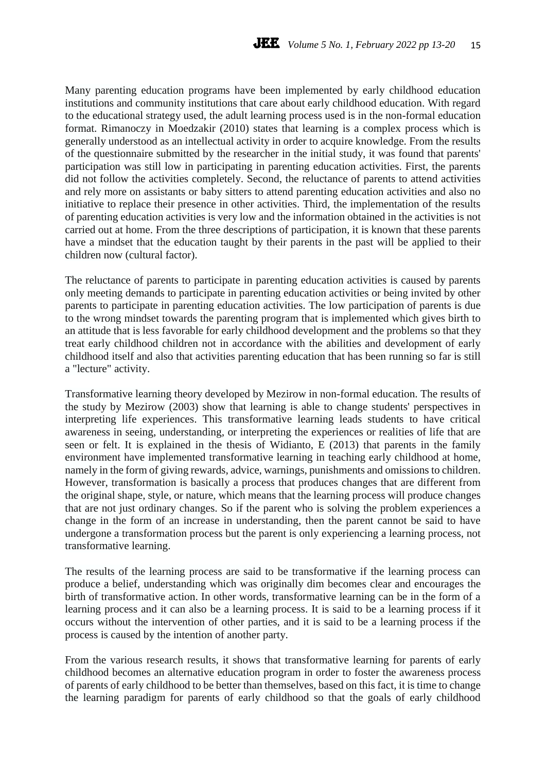Many parenting education programs have been implemented by early childhood education institutions and community institutions that care about early childhood education. With regard to the educational strategy used, the adult learning process used is in the non-formal education format. Rimanoczy in Moedzakir (2010) states that learning is a complex process which is generally understood as an intellectual activity in order to acquire knowledge. From the results of the questionnaire submitted by the researcher in the initial study, it was found that parents' participation was still low in participating in parenting education activities. First, the parents did not follow the activities completely. Second, the reluctance of parents to attend activities and rely more on assistants or baby sitters to attend parenting education activities and also no initiative to replace their presence in other activities. Third, the implementation of the results of parenting education activities is very low and the information obtained in the activities is not carried out at home. From the three descriptions of participation, it is known that these parents have a mindset that the education taught by their parents in the past will be applied to their children now (cultural factor).

The reluctance of parents to participate in parenting education activities is caused by parents only meeting demands to participate in parenting education activities or being invited by other parents to participate in parenting education activities. The low participation of parents is due to the wrong mindset towards the parenting program that is implemented which gives birth to an attitude that is less favorable for early childhood development and the problems so that they treat early childhood children not in accordance with the abilities and development of early childhood itself and also that activities parenting education that has been running so far is still a "lecture" activity.

Transformative learning theory developed by Mezirow in non-formal education. The results of the study by Mezirow (2003) show that learning is able to change students' perspectives in interpreting life experiences. This transformative learning leads students to have critical awareness in seeing, understanding, or interpreting the experiences or realities of life that are seen or felt. It is explained in the thesis of Widianto, E (2013) that parents in the family environment have implemented transformative learning in teaching early childhood at home, namely in the form of giving rewards, advice, warnings, punishments and omissions to children. However, transformation is basically a process that produces changes that are different from the original shape, style, or nature, which means that the learning process will produce changes that are not just ordinary changes. So if the parent who is solving the problem experiences a change in the form of an increase in understanding, then the parent cannot be said to have undergone a transformation process but the parent is only experiencing a learning process, not transformative learning.

The results of the learning process are said to be transformative if the learning process can produce a belief, understanding which was originally dim becomes clear and encourages the birth of transformative action. In other words, transformative learning can be in the form of a learning process and it can also be a learning process. It is said to be a learning process if it occurs without the intervention of other parties, and it is said to be a learning process if the process is caused by the intention of another party.

From the various research results, it shows that transformative learning for parents of early childhood becomes an alternative education program in order to foster the awareness process of parents of early childhood to be better than themselves, based on this fact, it is time to change the learning paradigm for parents of early childhood so that the goals of early childhood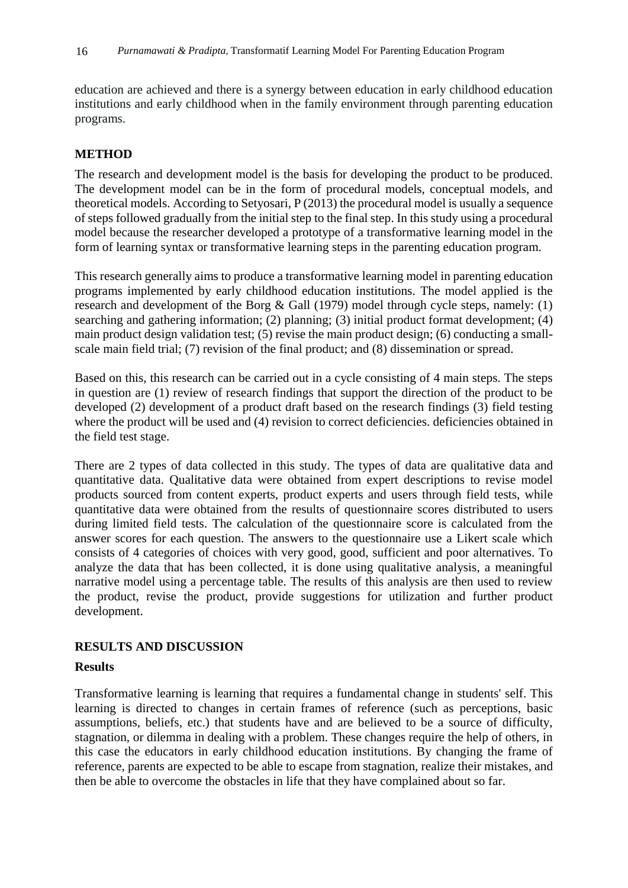education are achieved and there is a synergy between education in early childhood education institutions and early childhood when in the family environment through parenting education programs.

## METHOD

The research and development model is the basis for developing the product to be produced. The development model can be in the form of procedural models, conceptual models, and theoretical models. According to Setyosari, P (2013) the procedural model is usually a sequence of steps followed gradually from the initial step to the final step. In this study using a procedural model because the researcher developed a prototype of a transformative learning model in the form of learning syntax or transformative learning steps in the parenting education program.

This research generally aims to produce a transformative learning model in parenting education programs implemented by early childhood education institutions. The model applied is the research and development of the Borg & Gall (1979) model through cycle steps, namely: (1) searching and gathering information; (2) planning; (3) initial product format development; (4) main product design validation test; (5) revise the main product design; (6) conducting a small-scale main field trial; (7) revision of the final product; and (8) dissemination or spread.

Based on this, this research can be carried out in a cycle consisting of 4 main steps. The steps in question are (1) review of research findings that support the direction of the product to be developed (2) development of a product draft based on the research findings (3) field testing where the product will be used and (4) revision to correct deficiencies. deficiencies obtained in the field test stage.

There are 2 types of data collected in this study. The types of data are qualitative data and quantitative data. Qualitative data were obtained from expert descriptions to revise model products sourced from content experts, product experts and users through field tests, while quantitative data were obtained from the results of questionnaire scores distributed to users during limited field tests. The calculation of the questionnaire score is calculated from the answer scores for each question. The answers to the questionnaire use a Likert scale which consists of 4 categories of choices with very good, good, sufficient and poor alternatives. To analyze the data that has been collected, it is done using qualitative analysis, a meaningful narrative model using a percentage table. The results of this analysis are then used to review the product, revise the product, provide suggestions for utilization and further product development.

## RESULTS AND DISCUSSION

### Results

Transformative learning is learning that requires a fundamental change in students' self. This learning is directed to changes in certain frames of reference (such as perceptions, basic assumptions, beliefs, etc.) that students have and are believed to be a source of difficulty, stagnation, or dilemma in dealing with a problem. These changes require the help of others, in this case the educators in early childhood education institutions. By changing the frame of reference, parents are expected to be able to escape from stagnation, realize their mistakes, and then be able to overcome the obstacles in life that they have complained about so far.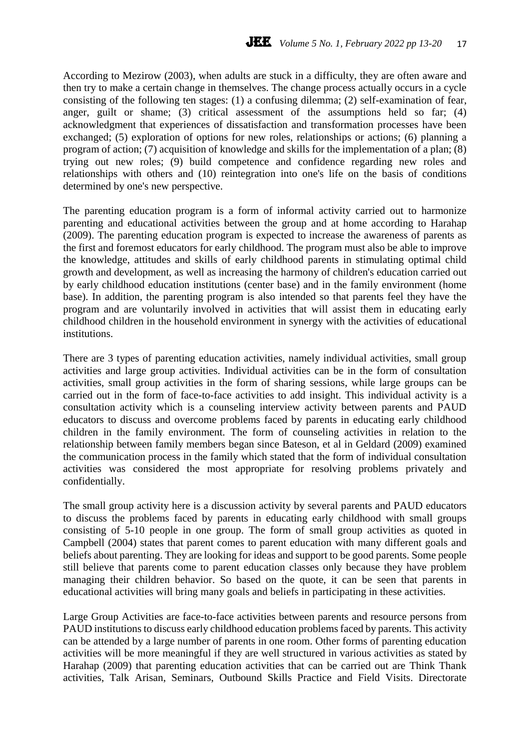According to Mezirow (2003), when adults are stuck in a difficulty, they are often aware and then try to make a certain change in themselves. The change process actually occurs in a cycle consisting of the following ten stages: (1) a confusing dilemma; (2) self-examination of fear, anger, guilt or shame; (3) critical assessment of the assumptions held so far; (4) acknowledgment that experiences of dissatisfaction and transformation processes have been exchanged; (5) exploration of options for new roles, relationships or actions; (6) planning a program of action; (7) acquisition of knowledge and skills for the implementation of a plan; (8) trying out new roles; (9) build competence and confidence regarding new roles and relationships with others and (10) reintegration into one's life on the basis of conditions determined by one's new perspective.

The parenting education program is a form of informal activity carried out to harmonize parenting and educational activities between the group and at home according to Harahap (2009). The parenting education program is expected to increase the awareness of parents as the first and foremost educators for early childhood. The program must also be able to improve the knowledge, attitudes and skills of early childhood parents in stimulating optimal child growth and development, as well as increasing the harmony of children's education carried out by early childhood education institutions (center base) and in the family environment (home base). In addition, the parenting program is also intended so that parents feel they have the program and are voluntarily involved in activities that will assist them in educating early childhood children in the household environment in synergy with the activities of educational institutions.

There are 3 types of parenting education activities, namely individual activities, small group activities and large group activities. Individual activities can be in the form of consultation activities, small group activities in the form of sharing sessions, while large groups can be carried out in the form of face-to-face activities to add insight. This individual activity is a consultation activity which is a counseling interview activity between parents and PAUD educators to discuss and overcome problems faced by parents in educating early childhood children in the family environment. The form of counseling activities in relation to the relationship between family members began since Bateson, et al in Geldard (2009) examined the communication process in the family which stated that the form of individual consultation activities was considered the most appropriate for resolving problems privately and confidentially.

The small group activity here is a discussion activity by several parents and PAUD educators to discuss the problems faced by parents in educating early childhood with small groups consisting of 5-10 people in one group. The form of small group activities as quoted in Campbell (2004) states that parent comes to parent education with many different goals and beliefs about parenting. They are looking for ideas and support to be good parents. Some people still believe that parents come to parent education classes only because they have problem managing their children behavior. So based on the quote, it can be seen that parents in educational activities will bring many goals and beliefs in participating in these activities.

Large Group Activities are face-to-face activities between parents and resource persons from PAUD institutions to discuss early childhood education problems faced by parents. This activity can be attended by a large number of parents in one room. Other forms of parenting education activities will be more meaningful if they are well structured in various activities as stated by Harahap (2009) that parenting education activities that can be carried out are Think Thank activities, Talk Arisan, Seminars, Outbound Skills Practice and Field Visits. Directorate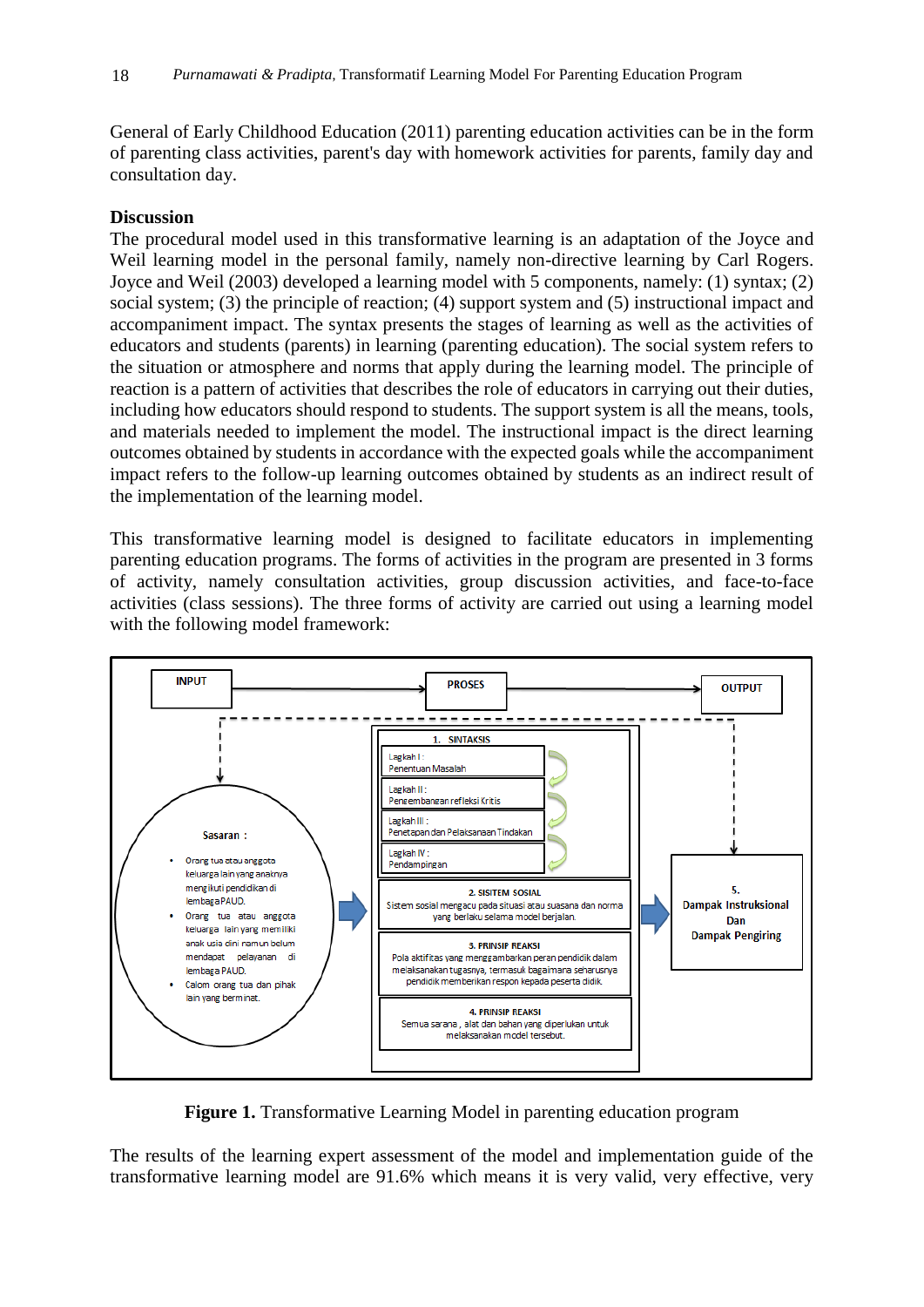General of Early Childhood Education (2011) parenting education activities can be in the form of parenting class activities, parent's day with homework activities for parents, family day and consultation day.

## Discussion

The procedural model used in this transformative learning is an adaptation of the Joyce and Weil learning model in the personal family, namely non-directive learning by Carl Rogers. Joyce and Weil (2003) developed a learning model with 5 components, namely: (1) syntax; (2) social system; (3) the principle of reaction; (4) support system and (5) instructional impact and accompaniment impact. The syntax presents the stages of learning as well as the activities of educators and students (parents) in learning (parenting education). The social system refers to the situation or atmosphere and norms that apply during the learning model. The principle of reaction is a pattern of activities that describes the role of educators in carrying out their duties, including how educators should respond to students. The support system is all the means, tools, and materials needed to implement the model. The instructional impact is the direct learning outcomes obtained by students in accordance with the expected goals while the accompaniment impact refers to the follow-up learning outcomes obtained by students as an indirect result of the implementation of the learning model.

This transformative learning model is designed to facilitate educators in implementing parenting education programs. The forms of activities in the program are presented in 3 forms of activity, namely consultation activities, group discussion activities, and face-to-face activities (class sessions). The three forms of activity are carried out using a learning model with the following model framework:

INPUT → PROSES → OUTPUT

**Sasaran :**
- Orang tua atau anggota keluarga lain yang anaknya mengikuti pendidikan di lembaga PAUD.
- Orang tua atau anggota keluarga lain yang memiliki anak usia dini namun belum mendapat pelayanan di lembaga PAUD.
- Calon orang tua dan pihak lain yang berminat.

**1. SINTAKSIS**
- Lagkah I : Penentuan Masalah
- Lagkah II : Pengembangan refleksi Kritis
- Lagkah III : Penetapan dan Pelaksanaan Tindakan
- Lagkah IV : Pendampingan

**2. SISITEM SOSIAL**
Sistem sosial mengacu pada situasi atau suasana dan norma yang berlaku selama model berjalan.

**3. PRINSIP REAKSI**
Pola aktifitas yang menggambarkan peran pendidik dalam melaksanakan tugasnya, termasuk bagaimana seharusnya pendidik memberikan respon kepada peserta didik.

**4. PRINSIP REAKSI**
Semua sarana , alat dan bahan yang diperlukan untuk melaksanakan model tersebut.

**5. Dampak Instruksional Dan Dampak Pengiring**

**Figure 1.** Transformative Learning Model in parenting education program

The results of the learning expert assessment of the model and implementation guide of the transformative learning model are 91.6% which means it is very valid, very effective, very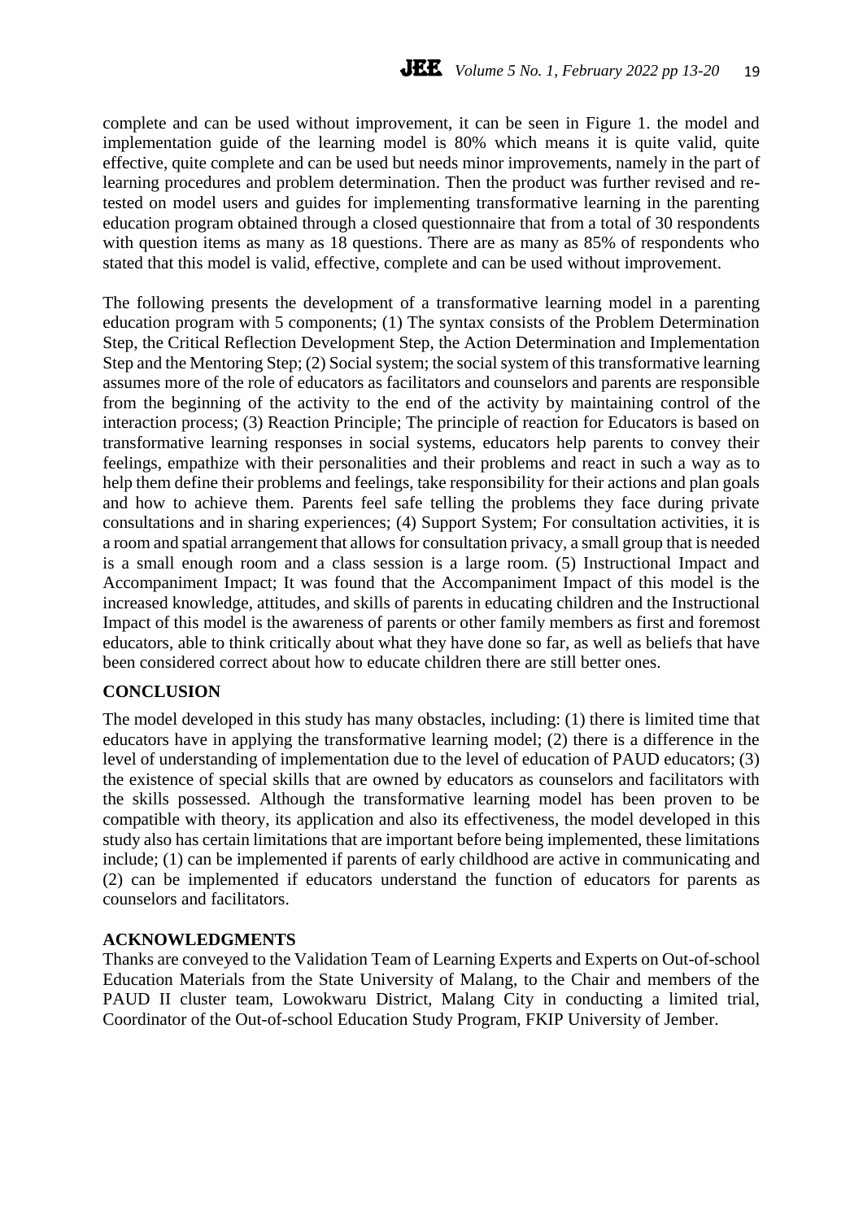complete and can be used without improvement, it can be seen in Figure 1. the model and implementation guide of the learning model is 80% which means it is quite valid, quite effective, quite complete and can be used but needs minor improvements, namely in the part of learning procedures and problem determination. Then the product was further revised and re-tested on model users and guides for implementing transformative learning in the parenting education program obtained through a closed questionnaire that from a total of 30 respondents with question items as many as 18 questions. There are as many as 85% of respondents who stated that this model is valid, effective, complete and can be used without improvement.

The following presents the development of a transformative learning model in a parenting education program with 5 components; (1) The syntax consists of the Problem Determination Step, the Critical Reflection Development Step, the Action Determination and Implementation Step and the Mentoring Step; (2) Social system; the social system of this transformative learning assumes more of the role of educators as facilitators and counselors and parents are responsible from the beginning of the activity to the end of the activity by maintaining control of the interaction process; (3) Reaction Principle; The principle of reaction for Educators is based on transformative learning responses in social systems, educators help parents to convey their feelings, empathize with their personalities and their problems and react in such a way as to help them define their problems and feelings, take responsibility for their actions and plan goals and how to achieve them. Parents feel safe telling the problems they face during private consultations and in sharing experiences; (4) Support System; For consultation activities, it is a room and spatial arrangement that allows for consultation privacy, a small group that is needed is a small enough room and a class session is a large room. (5) Instructional Impact and Accompaniment Impact; It was found that the Accompaniment Impact of this model is the increased knowledge, attitudes, and skills of parents in educating children and the Instructional Impact of this model is the awareness of parents or other family members as first and foremost educators, able to think critically about what they have done so far, as well as beliefs that have been considered correct about how to educate children there are still better ones.

## CONCLUSION

The model developed in this study has many obstacles, including: (1) there is limited time that educators have in applying the transformative learning model; (2) there is a difference in the level of understanding of implementation due to the level of education of PAUD educators; (3) the existence of special skills that are owned by educators as counselors and facilitators with the skills possessed. Although the transformative learning model has been proven to be compatible with theory, its application and also its effectiveness, the model developed in this study also has certain limitations that are important before being implemented, these limitations include; (1) can be implemented if parents of early childhood are active in communicating and (2) can be implemented if educators understand the function of educators for parents as counselors and facilitators.

## ACKNOWLEDGMENTS

Thanks are conveyed to the Validation Team of Learning Experts and Experts on Out-of-school Education Materials from the State University of Malang, to the Chair and members of the PAUD II cluster team, Lowokwaru District, Malang City in conducting a limited trial, Coordinator of the Out-of-school Education Study Program, FKIP University of Jember.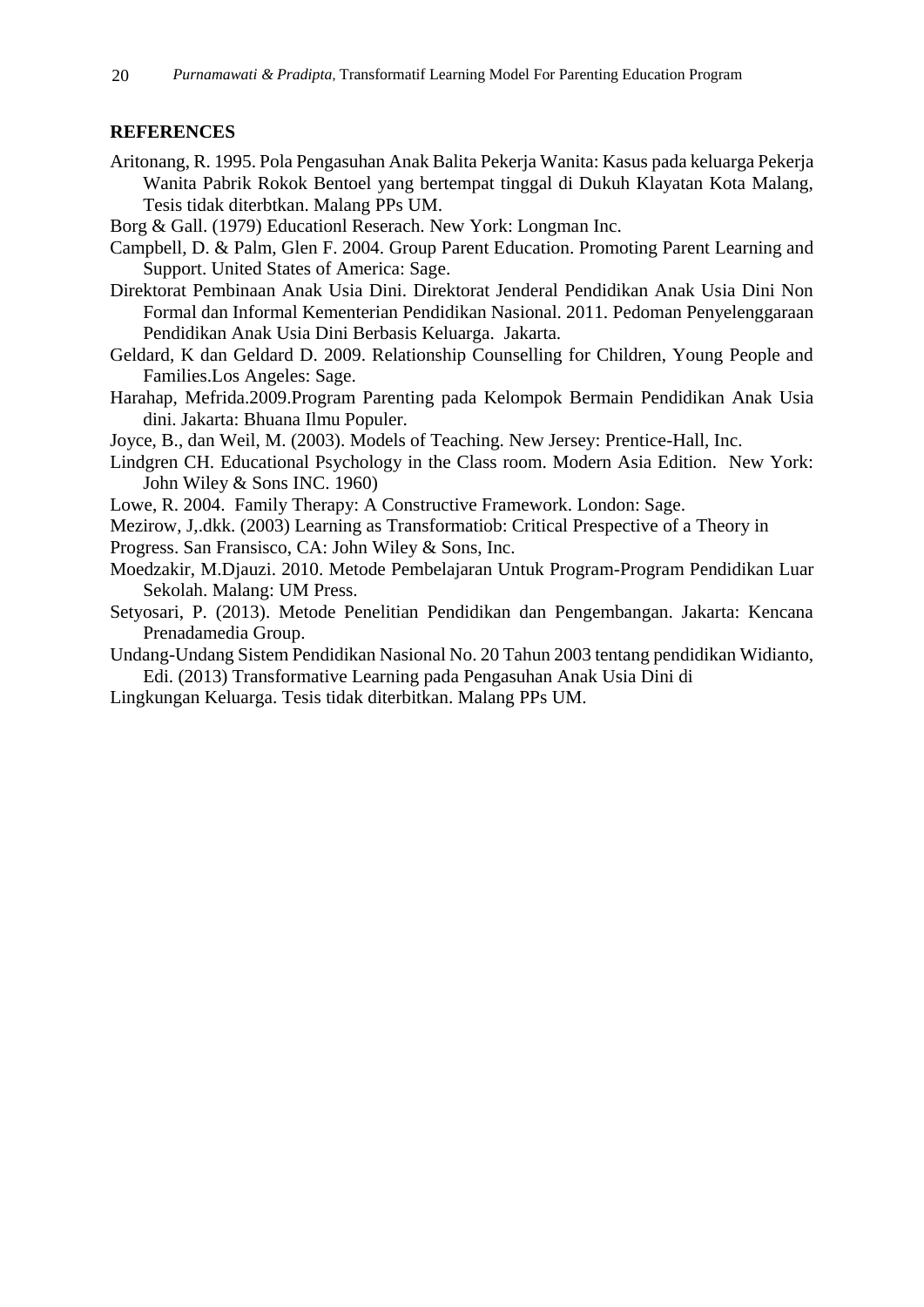## REFERENCES

Aritonang, R. 1995. Pola Pengasuhan Anak Balita Pekerja Wanita: Kasus pada keluarga Pekerja Wanita Pabrik Rokok Bentoel yang bertempat tinggal di Dukuh Klayatan Kota Malang, Tesis tidak diterbtkan. Malang PPs UM.

Borg & Gall. (1979) Educationl Reserach. New York: Longman Inc.

Campbell, D. & Palm, Glen F. 2004. Group Parent Education. Promoting Parent Learning and Support. United States of America: Sage.

Direktorat Pembinaan Anak Usia Dini. Direktorat Jenderal Pendidikan Anak Usia Dini Non Formal dan Informal Kementerian Pendidikan Nasional. 2011. Pedoman Penyelenggaraan Pendidikan Anak Usia Dini Berbasis Keluarga. Jakarta.

Geldard, K dan Geldard D. 2009. Relationship Counselling for Children, Young People and Families.Los Angeles: Sage.

Harahap, Mefrida.2009.Program Parenting pada Kelompok Bermain Pendidikan Anak Usia dini. Jakarta: Bhuana Ilmu Populer.

Joyce, B., dan Weil, M. (2003). Models of Teaching. New Jersey: Prentice-Hall, Inc.

Lindgren CH. Educational Psychology in the Class room. Modern Asia Edition. New York: John Wiley & Sons INC. 1960)

Lowe, R. 2004. Family Therapy: A Constructive Framework. London: Sage.

Mezirow, J,.dkk. (2003) Learning as Transformatiob: Critical Prespective of a Theory in

Progress. San Fransisco, CA: John Wiley & Sons, Inc.

Moedzakir, M.Djauzi. 2010. Metode Pembelajaran Untuk Program-Program Pendidikan Luar Sekolah. Malang: UM Press.

Setyosari, P. (2013). Metode Penelitian Pendidikan dan Pengembangan. Jakarta: Kencana Prenadamedia Group.

Undang-Undang Sistem Pendidikan Nasional No. 20 Tahun 2003 tentang pendidikan Widianto, Edi. (2013) Transformative Learning pada Pengasuhan Anak Usia Dini di

Lingkungan Keluarga. Tesis tidak diterbitkan. Malang PPs UM.